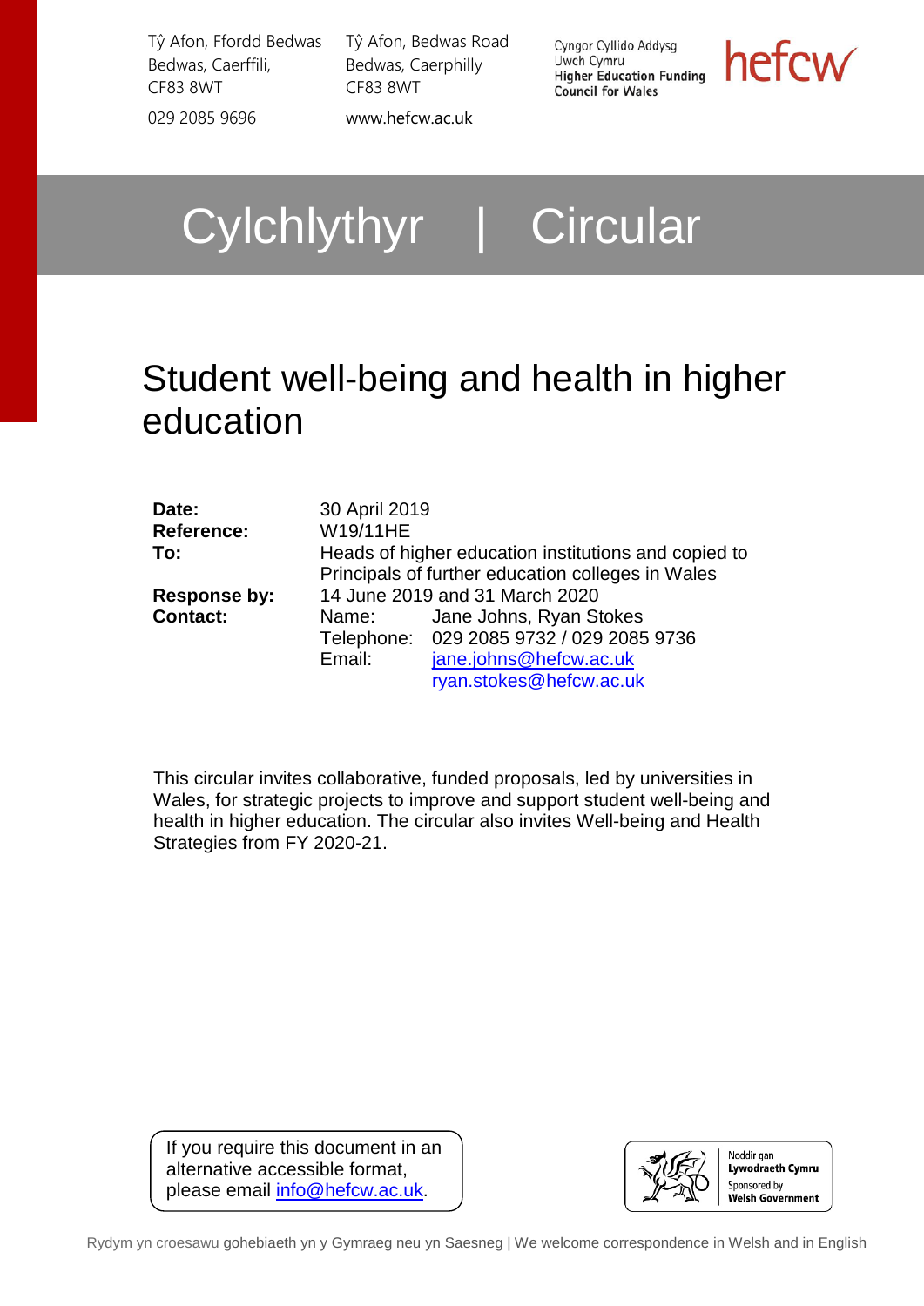Tŷ Afon, Ffordd Bedwas
Bedwas, Caerffili,
CF83 8WT

029 2085 9696

Tŷ Afon, Bedwas Road
Bedwas, Caerphilly
CF83 8WT

www.hefcw.ac.uk

Cyngor Cyllido Addysg Uwch Cymru
Higher Education Funding Council for Wales

hefcw

# Cylchlythyr | Circular

## Student well-being and health in higher education

| | |
|---|---|
| **Date:** | 30 April 2019 |
| **Reference:** | W19/11HE |
| **To:** | Heads of higher education institutions and copied to Principals of further education colleges in Wales |
| **Response by:** | 14 June 2019 and 31 March 2020 |
| **Contact:** | Name: Jane Johns, Ryan Stokes<br>Telephone: 029 2085 9732 / 029 2085 9736<br>Email: jane.johns@hefcw.ac.uk<br>ryan.stokes@hefcw.ac.uk |

This circular invites collaborative, funded proposals, led by universities in Wales, for strategic projects to improve and support student well-being and health in higher education. The circular also invites Well-being and Health Strategies from FY 2020-21.

If you require this document in an alternative accessible format, please email info@hefcw.ac.uk.

Noddir gan Lywodraeth Cymru
Sponsored by Welsh Government

Rydym yn croesawu gohebiaeth yn y Gymraeg neu yn Saesneg | We welcome correspondence in Welsh and in English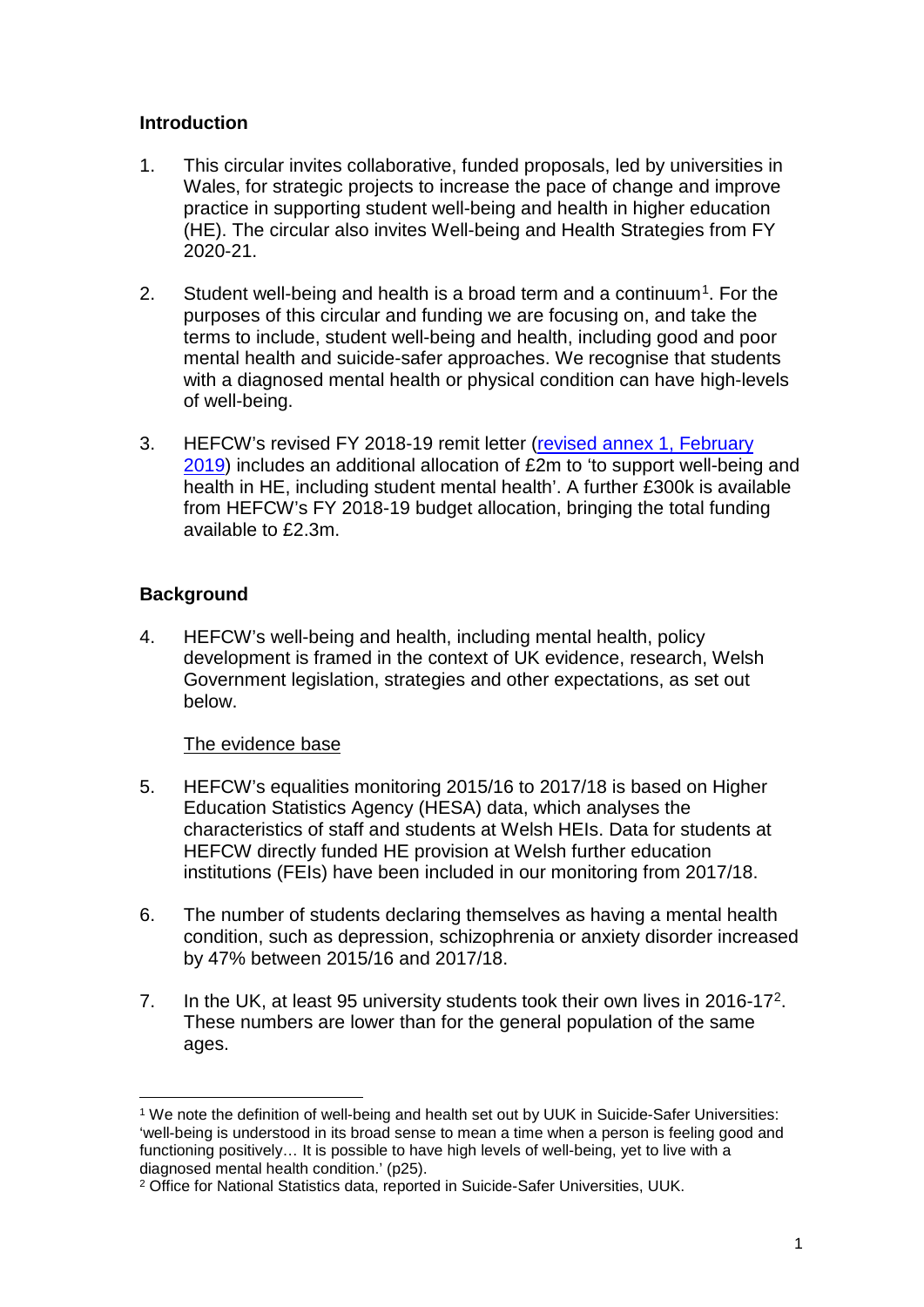## Introduction

1. This circular invites collaborative, funded proposals, led by universities in Wales, for strategic projects to increase the pace of change and improve practice in supporting student well-being and health in higher education (HE). The circular also invites Well-being and Health Strategies from FY 2020-21.

2. Student well-being and health is a broad term and a continuum[1]. For the purposes of this circular and funding we are focusing on, and take the terms to include, student well-being and health, including good and poor mental health and suicide-safer approaches. We recognise that students with a diagnosed mental health or physical condition can have high-levels of well-being.

3. HEFCW's revised FY 2018-19 remit letter ([revised annex 1, February 2019]()) includes an additional allocation of £2m to 'to support well-being and health in HE, including student mental health'. A further £300k is available from HEFCW's FY 2018-19 budget allocation, bringing the total funding available to £2.3m.

## Background

4. HEFCW's well-being and health, including mental health, policy development is framed in the context of UK evidence, research, Welsh Government legislation, strategies and other expectations, as set out below.

<u>The evidence base</u>

5. HEFCW's equalities monitoring 2015/16 to 2017/18 is based on Higher Education Statistics Agency (HESA) data, which analyses the characteristics of staff and students at Welsh HEIs. Data for students at HEFCW directly funded HE provision at Welsh further education institutions (FEIs) have been included in our monitoring from 2017/18.

6. The number of students declaring themselves as having a mental health condition, such as depression, schizophrenia or anxiety disorder increased by 47% between 2015/16 and 2017/18.

7. In the UK, at least 95 university students took their own lives in 2016-17[2]. These numbers are lower than for the general population of the same ages.

---

[1] We note the definition of well-being and health set out by UUK in Suicide-Safer Universities: 'well-being is understood in its broad sense to mean a time when a person is feeling good and functioning positively… It is possible to have high levels of well-being, yet to live with a diagnosed mental health condition.' (p25).

[2] Office for National Statistics data, reported in Suicide-Safer Universities, UUK.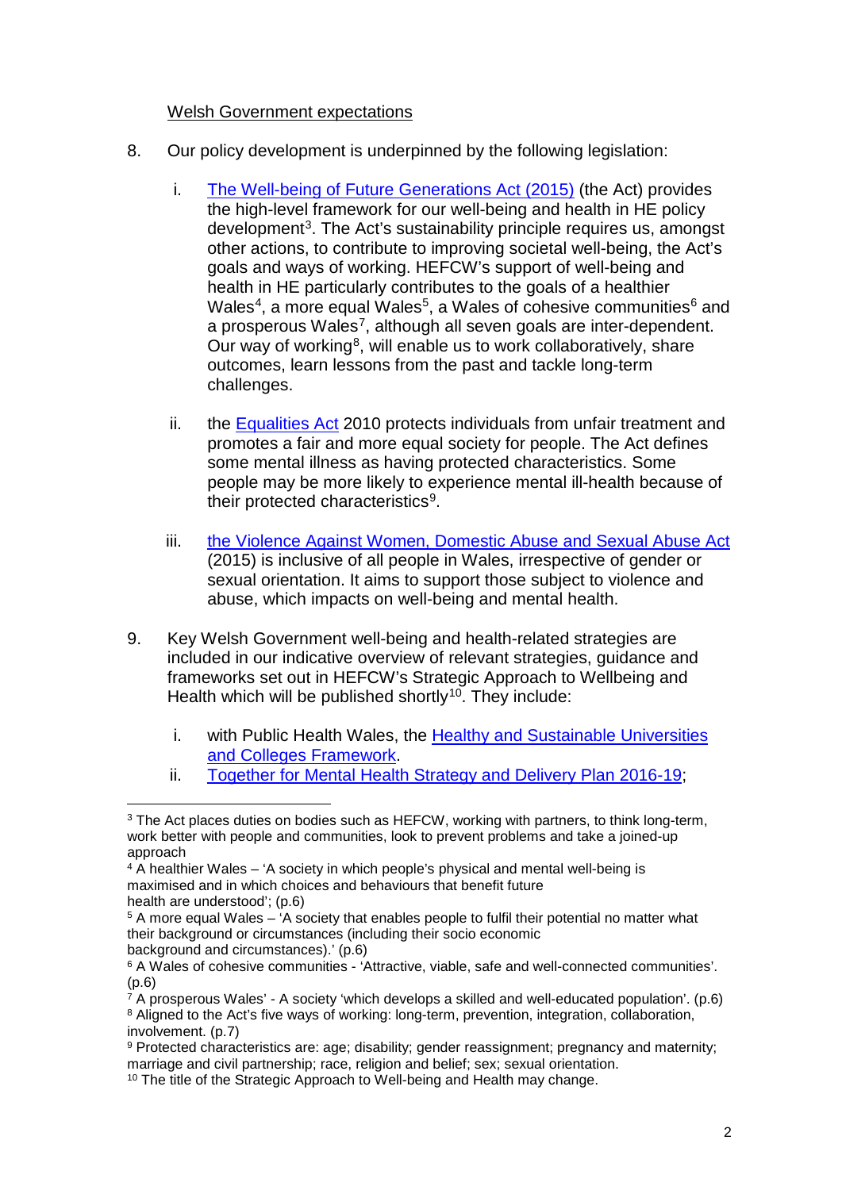Welsh Government expectations

8. Our policy development is underpinned by the following legislation:

   i. [The Well-being of Future Generations Act (2015)](#) (the Act) provides the high-level framework for our well-being and health in HE policy development[3]. The Act's sustainability principle requires us, amongst other actions, to contribute to improving societal well-being, the Act's goals and ways of working. HEFCW's support of well-being and health in HE particularly contributes to the goals of a healthier Wales[4], a more equal Wales[5], a Wales of cohesive communities[6] and a prosperous Wales[7], although all seven goals are inter-dependent. Our way of working[8], will enable us to work collaboratively, share outcomes, learn lessons from the past and tackle long-term challenges.

   ii. the [Equalities Act](#) 2010 protects individuals from unfair treatment and promotes a fair and more equal society for people. The Act defines some mental illness as having protected characteristics. Some people may be more likely to experience mental ill-health because of their protected characteristics[9].

   iii. [the Violence Against Women, Domestic Abuse and Sexual Abuse Act](#) (2015) is inclusive of all people in Wales, irrespective of gender or sexual orientation. It aims to support those subject to violence and abuse, which impacts on well-being and mental health.

9. Key Welsh Government well-being and health-related strategies are included in our indicative overview of relevant strategies, guidance and frameworks set out in HEFCW's Strategic Approach to Wellbeing and Health which will be published shortly[10]. They include:

   i. with Public Health Wales, the [Healthy and Sustainable Universities and Colleges Framework](#).
   ii. [Together for Mental Health Strategy and Delivery Plan 2016-19](#);

---

[3] The Act places duties on bodies such as HEFCW, working with partners, to think long-term, work better with people and communities, look to prevent problems and take a joined-up approach

[4] A healthier Wales – 'A society in which people's physical and mental well-being is maximised and in which choices and behaviours that benefit future health are understood'; (p.6)

[5] A more equal Wales – 'A society that enables people to fulfil their potential no matter what their background or circumstances (including their socio economic background and circumstances).' (p.6)

[6] A Wales of cohesive communities - 'Attractive, viable, safe and well-connected communities'. (p.6)

[7] A prosperous Wales' - A society 'which develops a skilled and well-educated population'. (p.6)

[8] Aligned to the Act's five ways of working: long-term, prevention, integration, collaboration, involvement. (p.7)

[9] Protected characteristics are: age; disability; gender reassignment; pregnancy and maternity; marriage and civil partnership; race, religion and belief; sex; sexual orientation.

[10] The title of the Strategic Approach to Well-being and Health may change.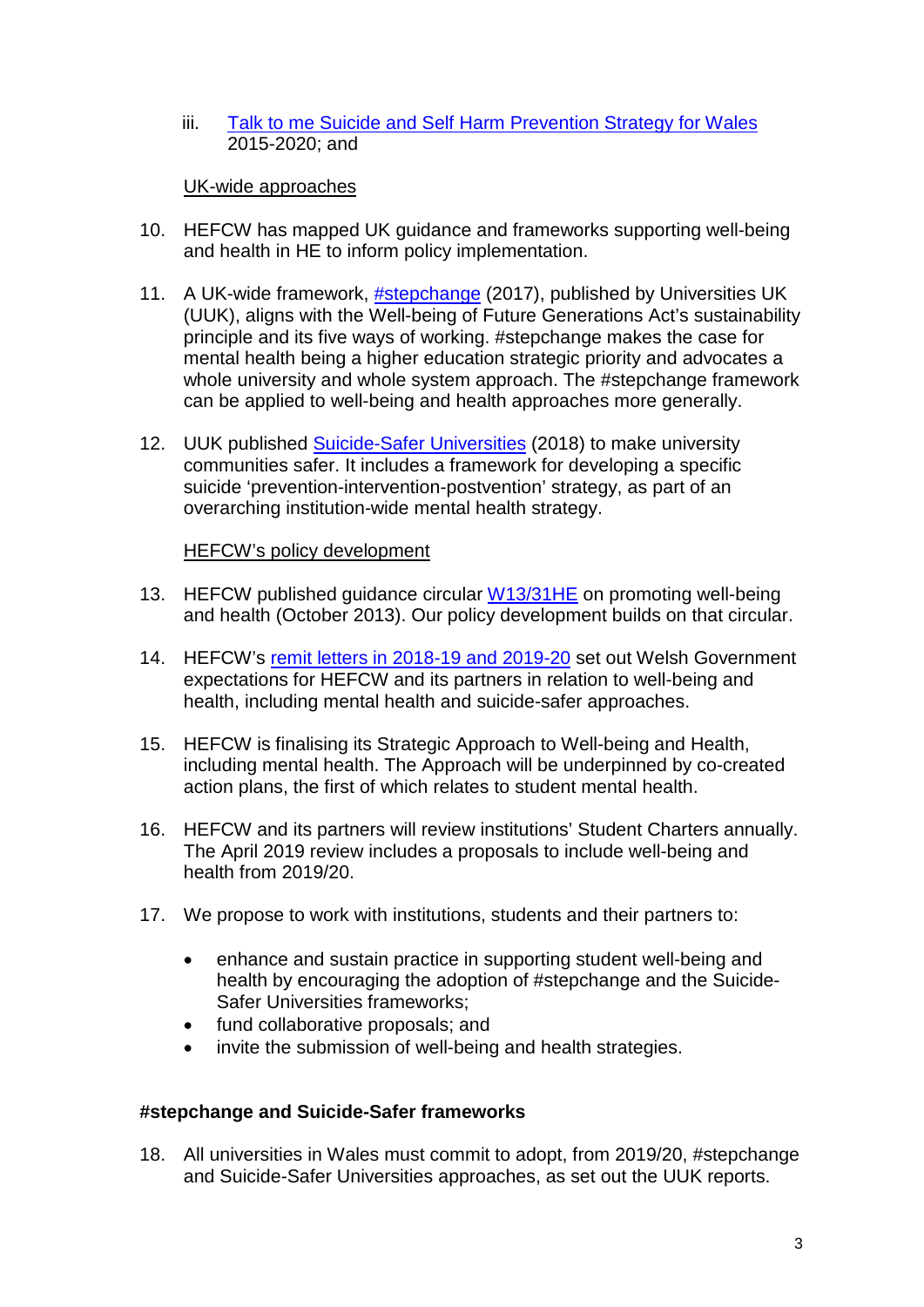iii. [Talk to me Suicide and Self Harm Prevention Strategy for Wales] 2015-2020; and

UK-wide approaches

10. HEFCW has mapped UK guidance and frameworks supporting well-being and health in HE to inform policy implementation.

11. A UK-wide framework, #stepchange (2017), published by Universities UK (UUK), aligns with the Well-being of Future Generations Act's sustainability principle and its five ways of working. #stepchange makes the case for mental health being a higher education strategic priority and advocates a whole university and whole system approach. The #stepchange framework can be applied to well-being and health approaches more generally.

12. UUK published Suicide-Safer Universities (2018) to make university communities safer. It includes a framework for developing a specific suicide 'prevention-intervention-postvention' strategy, as part of an overarching institution-wide mental health strategy.

HEFCW's policy development

13. HEFCW published guidance circular W13/31HE on promoting well-being and health (October 2013). Our policy development builds on that circular.

14. HEFCW's remit letters in 2018-19 and 2019-20 set out Welsh Government expectations for HEFCW and its partners in relation to well-being and health, including mental health and suicide-safer approaches.

15. HEFCW is finalising its Strategic Approach to Well-being and Health, including mental health. The Approach will be underpinned by co-created action plans, the first of which relates to student mental health.

16. HEFCW and its partners will review institutions' Student Charters annually. The April 2019 review includes a proposals to include well-being and health from 2019/20.

17. We propose to work with institutions, students and their partners to:

- enhance and sustain practice in supporting student well-being and health by encouraging the adoption of #stepchange and the Suicide-Safer Universities frameworks;
- fund collaborative proposals; and
- invite the submission of well-being and health strategies.

**#stepchange and Suicide-Safer frameworks**

18. All universities in Wales must commit to adopt, from 2019/20, #stepchange and Suicide-Safer Universities approaches, as set out the UUK reports.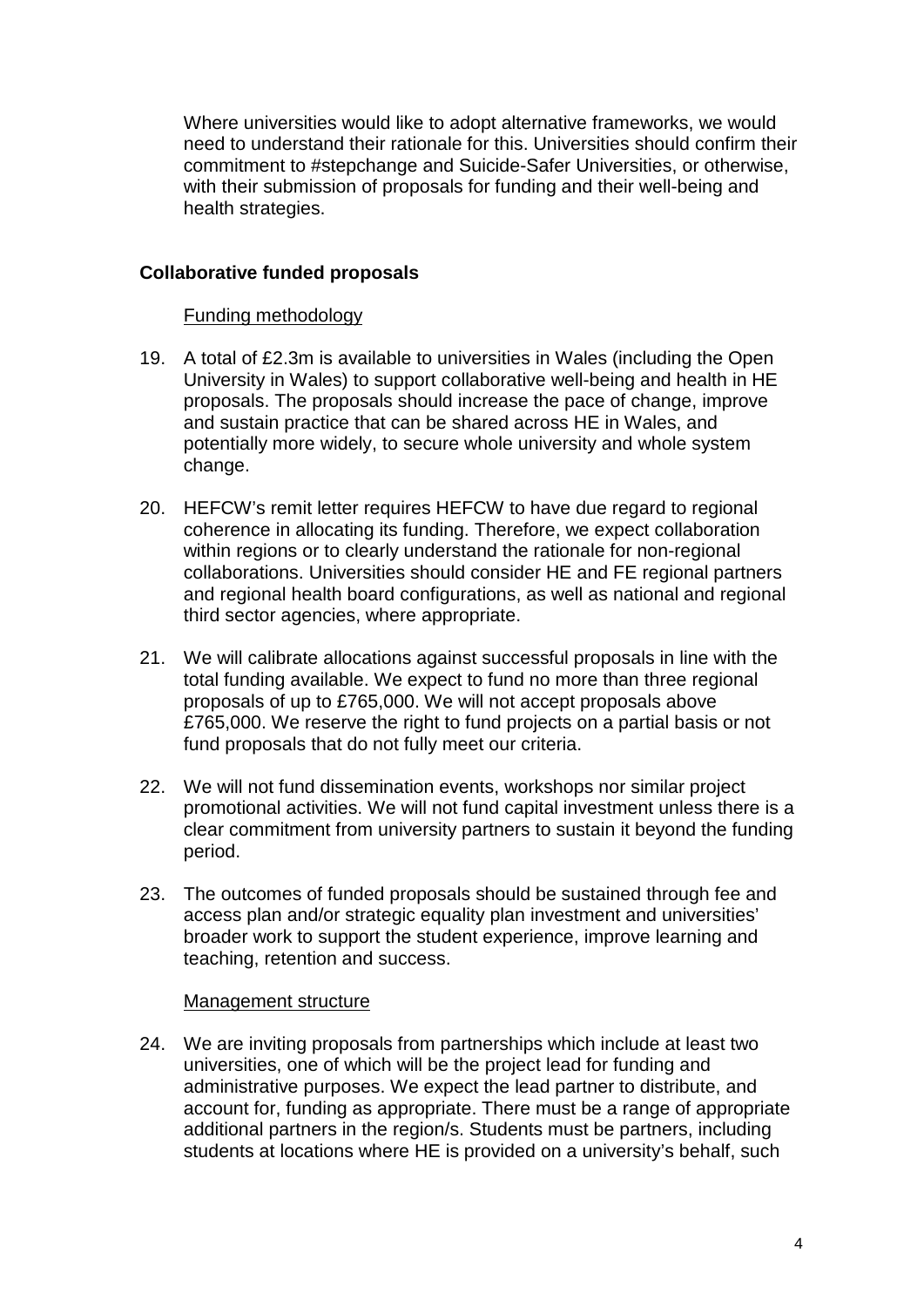Where universities would like to adopt alternative frameworks, we would need to understand their rationale for this. Universities should confirm their commitment to #stepchange and Suicide-Safer Universities, or otherwise, with their submission of proposals for funding and their well-being and health strategies.

### Collaborative funded proposals

Funding methodology

19. A total of £2.3m is available to universities in Wales (including the Open University in Wales) to support collaborative well-being and health in HE proposals. The proposals should increase the pace of change, improve and sustain practice that can be shared across HE in Wales, and potentially more widely, to secure whole university and whole system change.

20. HEFCW's remit letter requires HEFCW to have due regard to regional coherence in allocating its funding. Therefore, we expect collaboration within regions or to clearly understand the rationale for non-regional collaborations. Universities should consider HE and FE regional partners and regional health board configurations, as well as national and regional third sector agencies, where appropriate.

21. We will calibrate allocations against successful proposals in line with the total funding available. We expect to fund no more than three regional proposals of up to £765,000. We will not accept proposals above £765,000. We reserve the right to fund projects on a partial basis or not fund proposals that do not fully meet our criteria.

22. We will not fund dissemination events, workshops nor similar project promotional activities. We will not fund capital investment unless there is a clear commitment from university partners to sustain it beyond the funding period.

23. The outcomes of funded proposals should be sustained through fee and access plan and/or strategic equality plan investment and universities' broader work to support the student experience, improve learning and teaching, retention and success.

Management structure

24. We are inviting proposals from partnerships which include at least two universities, one of which will be the project lead for funding and administrative purposes. We expect the lead partner to distribute, and account for, funding as appropriate. There must be a range of appropriate additional partners in the region/s. Students must be partners, including students at locations where HE is provided on a university's behalf, such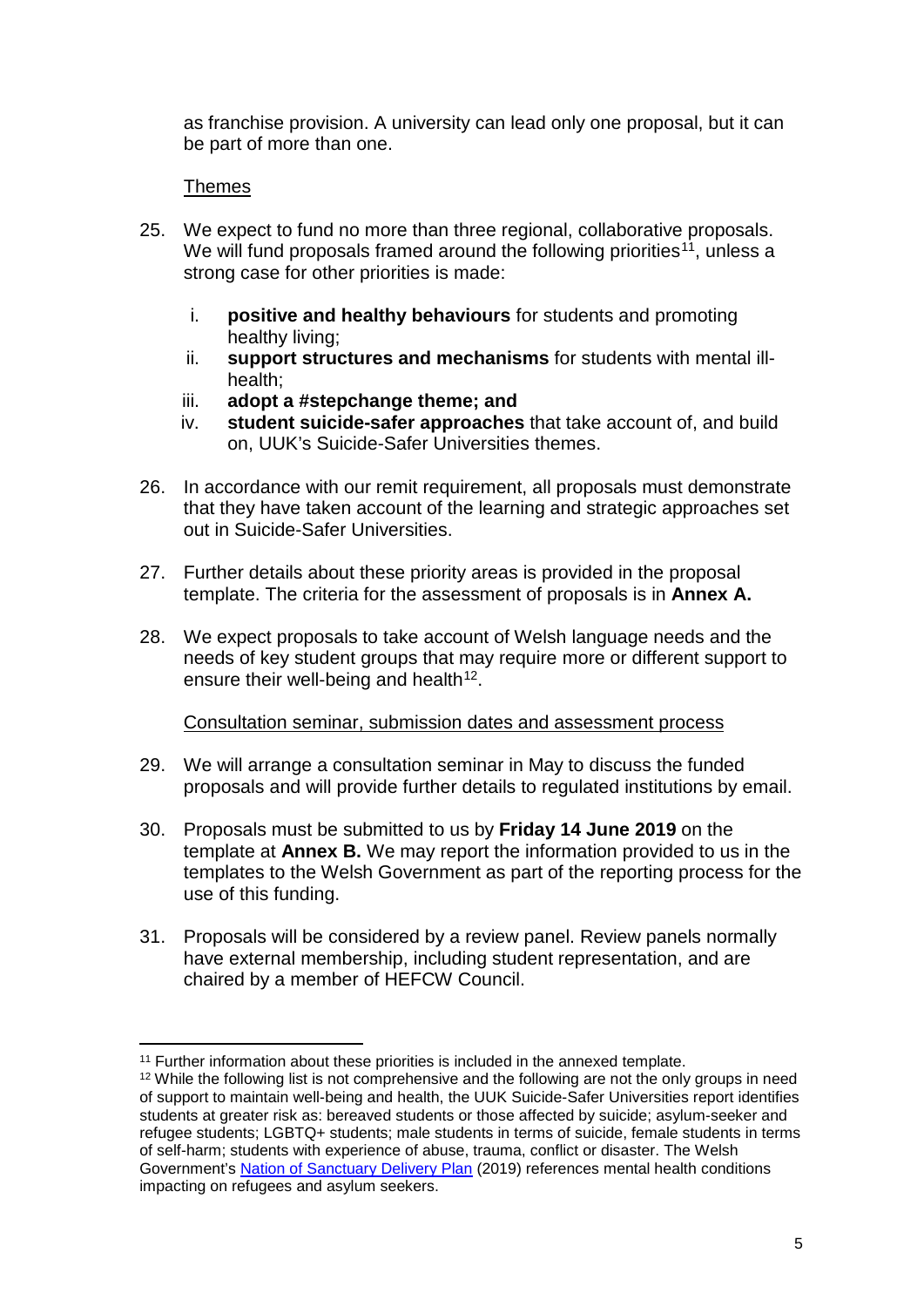as franchise provision. A university can lead only one proposal, but it can be part of more than one.

Themes

25. We expect to fund no more than three regional, collaborative proposals. We will fund proposals framed around the following priorities[11], unless a strong case for other priorities is made:

    i. **positive and healthy behaviours** for students and promoting healthy living;
    ii. **support structures and mechanisms** for students with mental ill-health;
    iii. **adopt a #stepchange theme; and**
    iv. **student suicide-safer approaches** that take account of, and build on, UUK's Suicide-Safer Universities themes.

26. In accordance with our remit requirement, all proposals must demonstrate that they have taken account of the learning and strategic approaches set out in Suicide-Safer Universities.

27. Further details about these priority areas is provided in the proposal template. The criteria for the assessment of proposals is in **Annex A.**

28. We expect proposals to take account of Welsh language needs and the needs of key student groups that may require more or different support to ensure their well-being and health[12].

Consultation seminar, submission dates and assessment process

29. We will arrange a consultation seminar in May to discuss the funded proposals and will provide further details to regulated institutions by email.

30. Proposals must be submitted to us by **Friday 14 June 2019** on the template at **Annex B.** We may report the information provided to us in the templates to the Welsh Government as part of the reporting process for the use of this funding.

31. Proposals will be considered by a review panel. Review panels normally have external membership, including student representation, and are chaired by a member of HEFCW Council.

---

[11] Further information about these priorities is included in the annexed template.

[12] While the following list is not comprehensive and the following are not the only groups in need of support to maintain well-being and health, the UUK Suicide-Safer Universities report identifies students at greater risk as: bereaved students or those affected by suicide; asylum-seeker and refugee students; LGBTQ+ students; male students in terms of suicide, female students in terms of self-harm; students with experience of abuse, trauma, conflict or disaster. The Welsh Government's Nation of Sanctuary Delivery Plan (2019) references mental health conditions impacting on refugees and asylum seekers.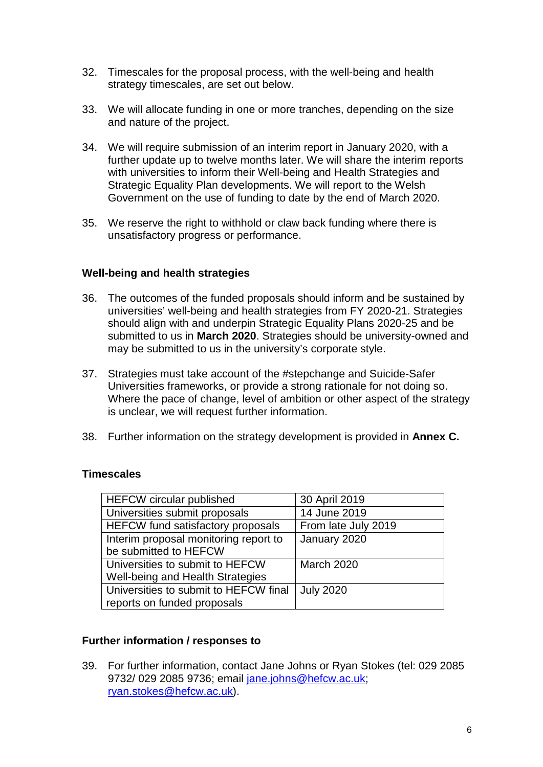32. Timescales for the proposal process, with the well-being and health strategy timescales, are set out below.

33. We will allocate funding in one or more tranches, depending on the size and nature of the project.

34. We will require submission of an interim report in January 2020, with a further update up to twelve months later. We will share the interim reports with universities to inform their Well-being and Health Strategies and Strategic Equality Plan developments. We will report to the Welsh Government on the use of funding to date by the end of March 2020.

35. We reserve the right to withhold or claw back funding where there is unsatisfactory progress or performance.

### Well-being and health strategies

36. The outcomes of the funded proposals should inform and be sustained by universities' well-being and health strategies from FY 2020-21. Strategies should align with and underpin Strategic Equality Plans 2020-25 and be submitted to us in **March 2020**. Strategies should be university-owned and may be submitted to us in the university's corporate style.

37. Strategies must take account of the #stepchange and Suicide-Safer Universities frameworks, or provide a strong rationale for not doing so. Where the pace of change, level of ambition or other aspect of the strategy is unclear, we will request further information.

38. Further information on the strategy development is provided in **Annex C.**

### Timescales

| | |
|---|---|
| HEFCW circular published | 30 April 2019 |
| Universities submit proposals | 14 June 2019 |
| HEFCW fund satisfactory proposals | From late July 2019 |
| Interim proposal monitoring report to be submitted to HEFCW | January 2020 |
| Universities to submit to HEFCW Well-being and Health Strategies | March 2020 |
| Universities to submit to HEFCW final reports on funded proposals | July 2020 |

### Further information / responses to

39. For further information, contact Jane Johns or Ryan Stokes (tel: 029 2085 9732/ 029 2085 9736; email jane.johns@hefcw.ac.uk; ryan.stokes@hefcw.ac.uk).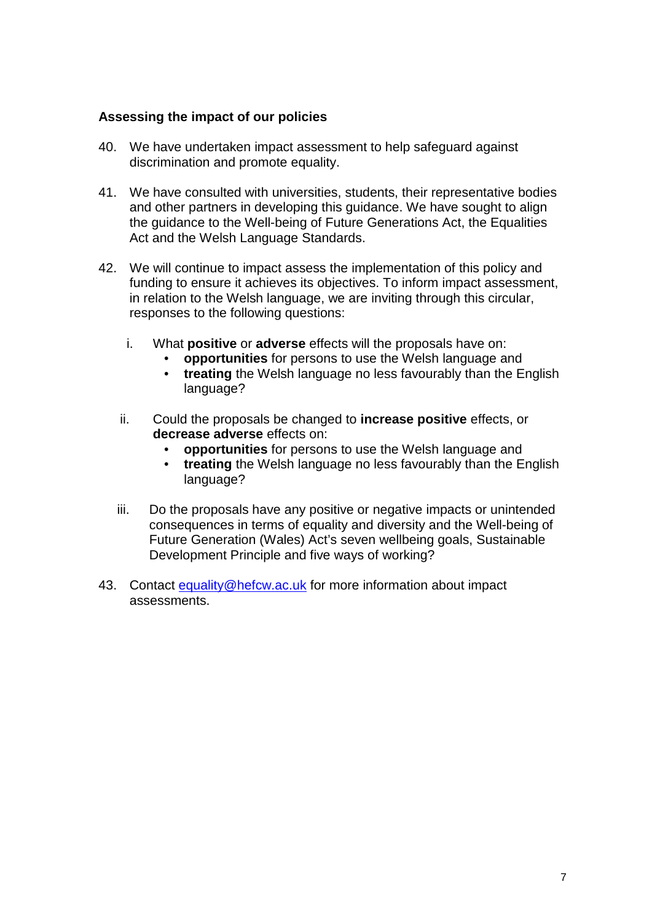### Assessing the impact of our policies

40. We have undertaken impact assessment to help safeguard against discrimination and promote equality.

41. We have consulted with universities, students, their representative bodies and other partners in developing this guidance. We have sought to align the guidance to the Well-being of Future Generations Act, the Equalities Act and the Welsh Language Standards.

42. We will continue to impact assess the implementation of this policy and funding to ensure it achieves its objectives. To inform impact assessment, in relation to the Welsh language, we are inviting through this circular, responses to the following questions:

    i. What **positive** or **adverse** effects will the proposals have on:
       - **opportunities** for persons to use the Welsh language and
       - **treating** the Welsh language no less favourably than the English language?

    ii. Could the proposals be changed to **increase positive** effects, or **decrease adverse** effects on:
       - **opportunities** for persons to use the Welsh language and
       - **treating** the Welsh language no less favourably than the English language?

    iii. Do the proposals have any positive or negative impacts or unintended consequences in terms of equality and diversity and the Well-being of Future Generation (Wales) Act's seven wellbeing goals, Sustainable Development Principle and five ways of working?

43. Contact [equality@hefcw.ac.uk](mailto:equality@hefcw.ac.uk) for more information about impact assessments.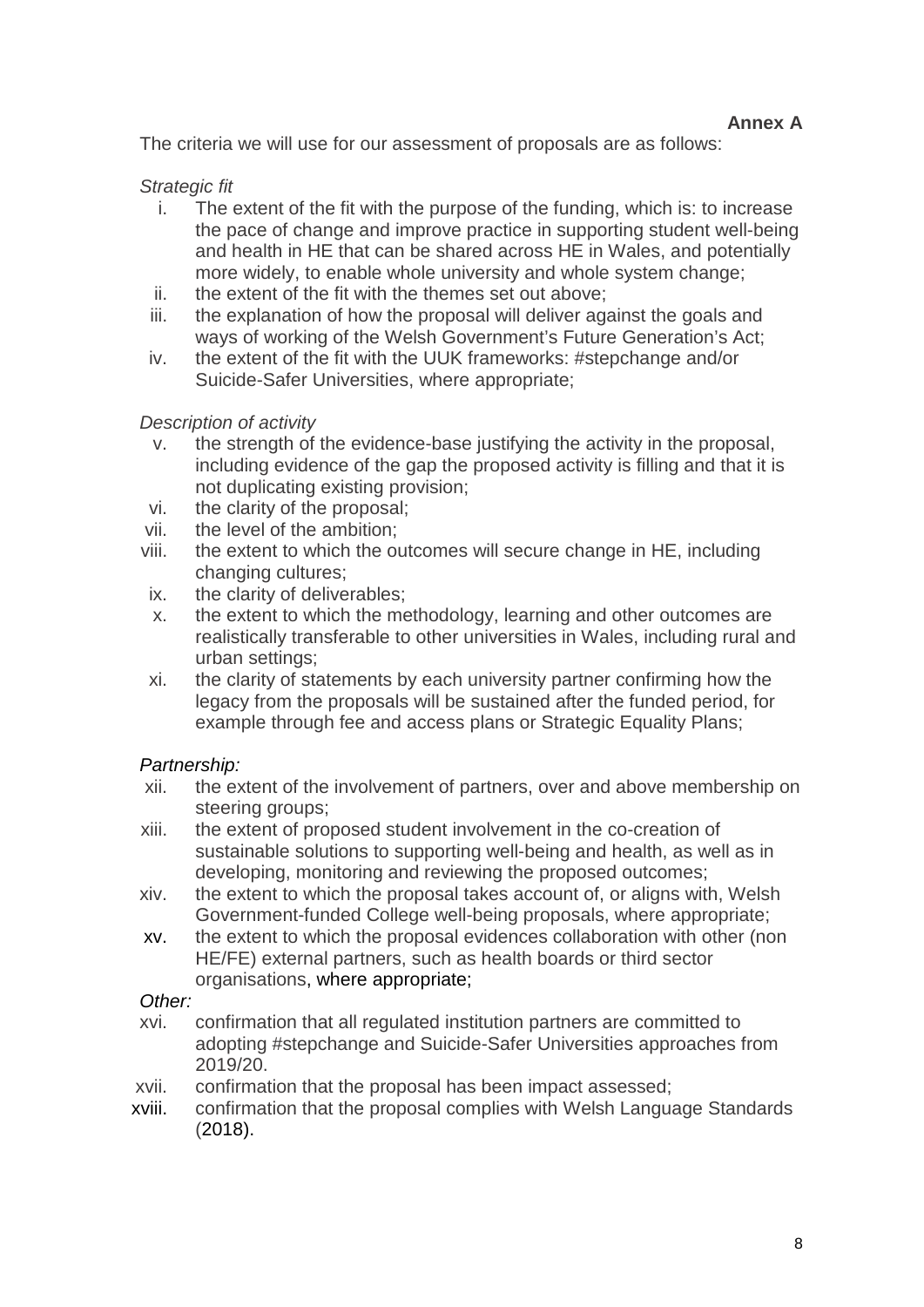**Annex A**

The criteria we will use for our assessment of proposals are as follows:

*Strategic fit*

i. The extent of the fit with the purpose of the funding, which is: to increase the pace of change and improve practice in supporting student well-being and health in HE that can be shared across HE in Wales, and potentially more widely, to enable whole university and whole system change;
ii. the extent of the fit with the themes set out above;
iii. the explanation of how the proposal will deliver against the goals and ways of working of the Welsh Government's Future Generation's Act;
iv. the extent of the fit with the UUK frameworks: #stepchange and/or Suicide-Safer Universities, where appropriate;

*Description of activity*

v. the strength of the evidence-base justifying the activity in the proposal, including evidence of the gap the proposed activity is filling and that it is not duplicating existing provision;
vi. the clarity of the proposal;
vii. the level of the ambition;
viii. the extent to which the outcomes will secure change in HE, including changing cultures;
ix. the clarity of deliverables;
x. the extent to which the methodology, learning and other outcomes are realistically transferable to other universities in Wales, including rural and urban settings;
xi. the clarity of statements by each university partner confirming how the legacy from the proposals will be sustained after the funded period, for example through fee and access plans or Strategic Equality Plans;

*Partnership:*

xii. the extent of the involvement of partners, over and above membership on steering groups;
xiii. the extent of proposed student involvement in the co-creation of sustainable solutions to supporting well-being and health, as well as in developing, monitoring and reviewing the proposed outcomes;
xiv. the extent to which the proposal takes account of, or aligns with, Welsh Government-funded College well-being proposals, where appropriate;
xv. the extent to which the proposal evidences collaboration with other (non HE/FE) external partners, such as health boards or third sector organisations, where appropriate;

*Other:*

xvi. confirmation that all regulated institution partners are committed to adopting #stepchange and Suicide-Safer Universities approaches from 2019/20.
xvii. confirmation that the proposal has been impact assessed;
xviii. confirmation that the proposal complies with Welsh Language Standards (2018).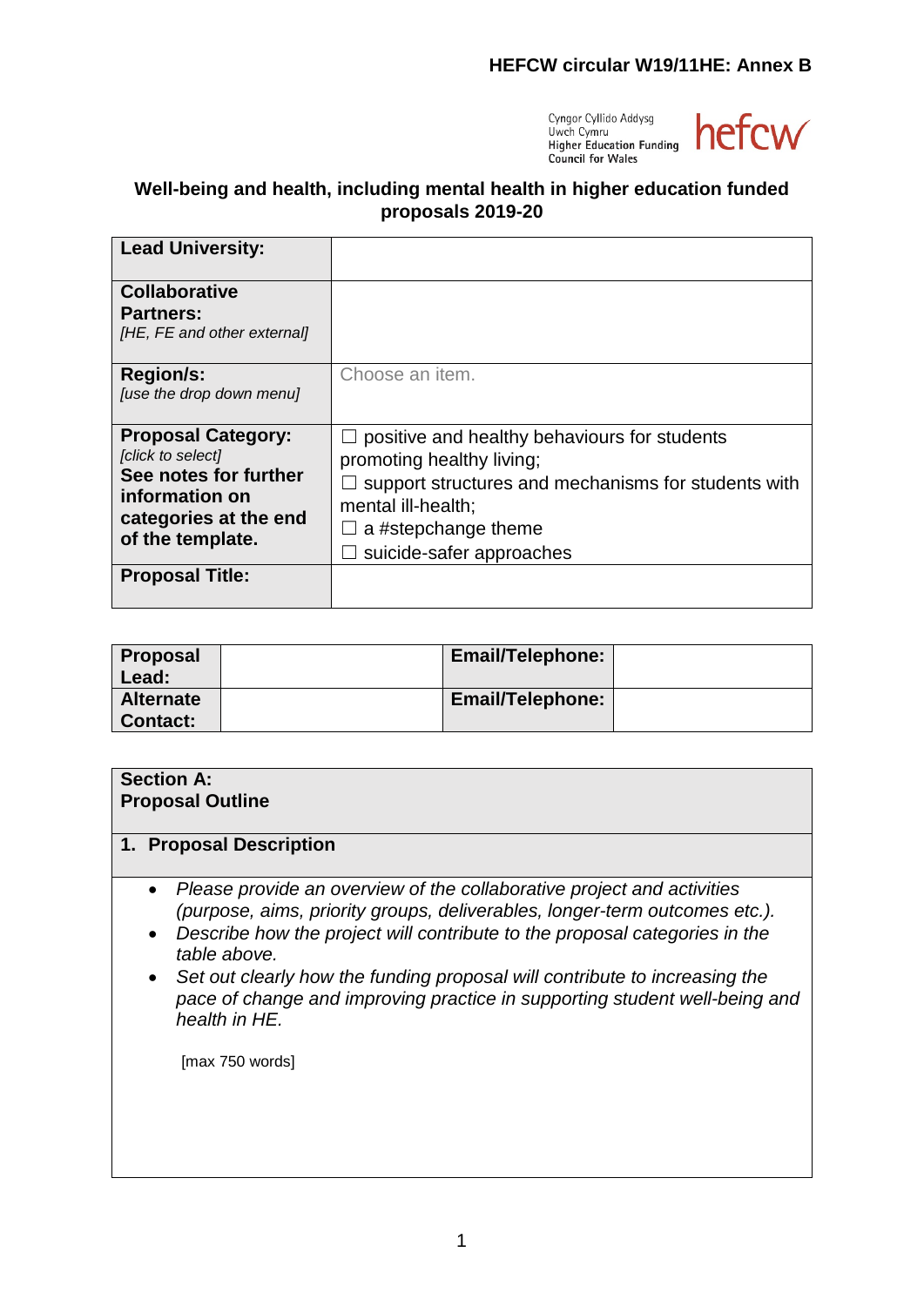**HEFCW circular W19/11HE: Annex B**

Cyngor Cyllido Addysg Uwch Cymru
Higher Education Funding Council for Wales

hefcw

## Well-being and health, including mental health in higher education funded proposals 2019-20

| **Lead University:** | |
|---|---|
| **Collaborative Partners:** *[HE, FE and other external]* | |
| **Region/s:** *[use the drop down menu]* | Choose an item. |
| **Proposal Category:** *[click to select]* **See notes for further information on categories at the end of the template.** | ☐ positive and healthy behaviours for students promoting healthy living; ☐ support structures and mechanisms for students with mental ill-health; ☐ a #stepchange theme ☐ suicide-safer approaches |
| **Proposal Title:** | |

| **Proposal Lead:** | | **Email/Telephone:** | |
|---|---|---|---|
| **Alternate Contact:** | | **Email/Telephone:** | |

**Section A: Proposal Outline**

**1. Proposal Description**

- *Please provide an overview of the collaborative project and activities (purpose, aims, priority groups, deliverables, longer-term outcomes etc.).*
- *Describe how the project will contribute to the proposal categories in the table above.*
- *Set out clearly how the funding proposal will contribute to increasing the pace of change and improving practice in supporting student well-being and health in HE.*

[max 750 words]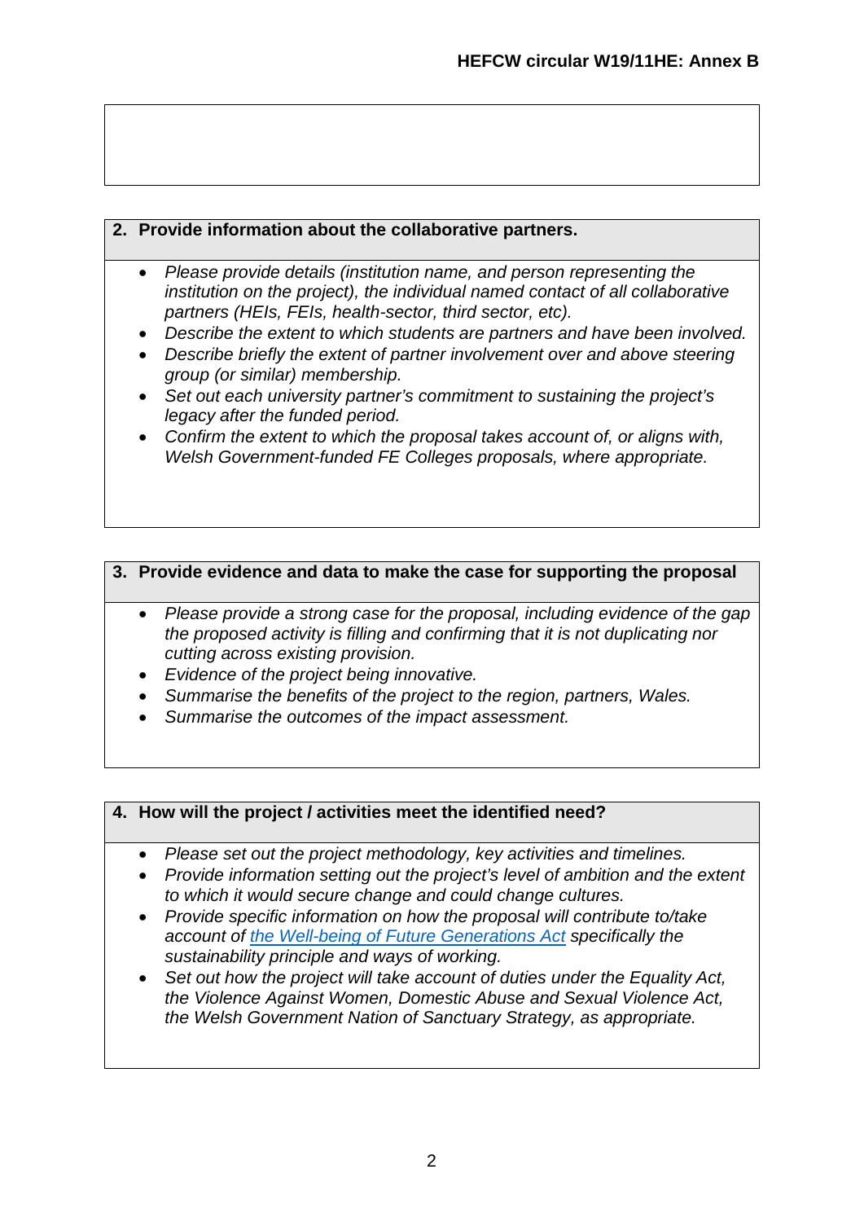**2. Provide information about the collaborative partners.**

- *Please provide details (institution name, and person representing the institution on the project), the individual named contact of all collaborative partners (HEIs, FEIs, health-sector, third sector, etc).*
- *Describe the extent to which students are partners and have been involved.*
- *Describe briefly the extent of partner involvement over and above steering group (or similar) membership.*
- *Set out each university partner's commitment to sustaining the project's legacy after the funded period.*
- *Confirm the extent to which the proposal takes account of, or aligns with, Welsh Government-funded FE Colleges proposals, where appropriate.*

**3. Provide evidence and data to make the case for supporting the proposal**

- *Please provide a strong case for the proposal, including evidence of the gap the proposed activity is filling and confirming that it is not duplicating nor cutting across existing provision.*
- *Evidence of the project being innovative.*
- *Summarise the benefits of the project to the region, partners, Wales.*
- *Summarise the outcomes of the impact assessment.*

**4. How will the project / activities meet the identified need?**

- *Please set out the project methodology, key activities and timelines.*
- *Provide information setting out the project's level of ambition and the extent to which it would secure change and could change cultures.*
- *Provide specific information on how the proposal will contribute to/take account of the Well-being of Future Generations Act specifically the sustainability principle and ways of working.*
- *Set out how the project will take account of duties under the Equality Act, the Violence Against Women, Domestic Abuse and Sexual Violence Act, the Welsh Government Nation of Sanctuary Strategy, as appropriate.*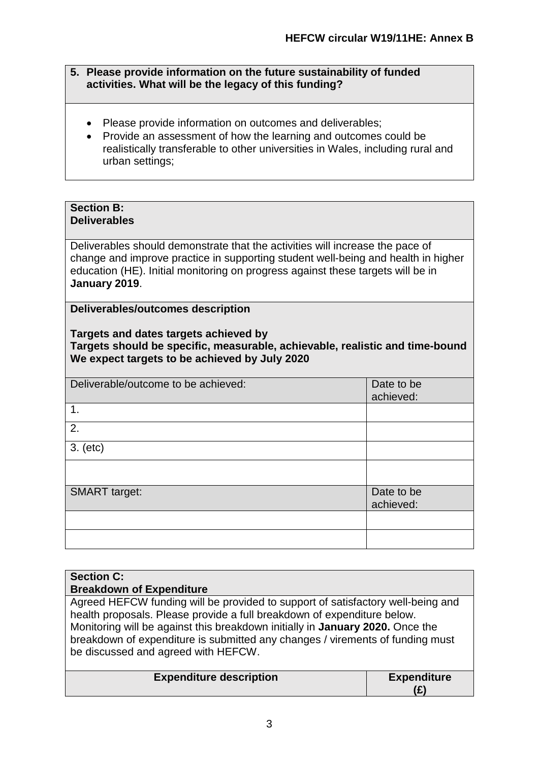**5. Please provide information on the future sustainability of funded activities. What will be the legacy of this funding?**

- Please provide information on outcomes and deliverables;
- Provide an assessment of how the learning and outcomes could be realistically transferable to other universities in Wales, including rural and urban settings;

**Section B:**
**Deliverables**

Deliverables should demonstrate that the activities will increase the pace of change and improve practice in supporting student well-being and health in higher education (HE). Initial monitoring on progress against these targets will be in **January 2019**.

**Deliverables/outcomes description**

**Targets and dates targets achieved by**
**Targets should be specific, measurable, achievable, realistic and time-bound**
**We expect targets to be achieved by July 2020**

| Deliverable/outcome to be achieved: | Date to be achieved: |
|---|---|
| 1. | |
| 2. | |
| 3. (etc) | |
| | |

| SMART target: | Date to be achieved: |
|---|---|
| | |
| | |

**Section C:**
**Breakdown of Expenditure**

Agreed HEFCW funding will be provided to support of satisfactory well-being and health proposals. Please provide a full breakdown of expenditure below. Monitoring will be against this breakdown initially in **January 2020.** Once the breakdown of expenditure is submitted any changes / virements of funding must be discussed and agreed with HEFCW.

| **Expenditure description** | **Expenditure (£)** |
|---|---|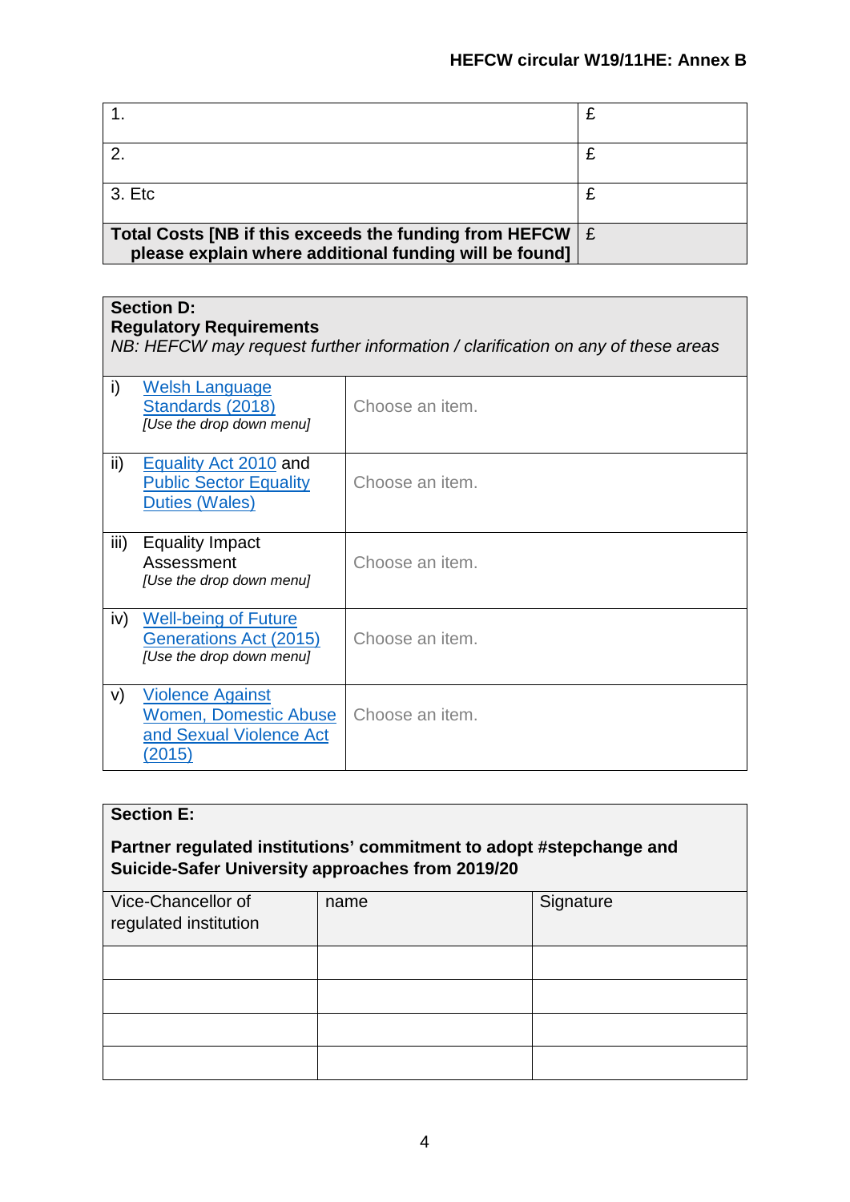| | |
|---|---|
| 1. | £ |
| 2. | £ |
| 3. Etc | £ |
| **Total Costs [NB if this exceeds the funding from HEFCW please explain where additional funding will be found]** | £ |

| **Section D:**<br>**Regulatory Requirements**<br>*NB: HEFCW may request further information / clarification on any of these areas* | |
|---|---|
| i) Welsh Language Standards (2018) *[Use the drop down menu]* | Choose an item. |
| ii) Equality Act 2010 and Public Sector Equality Duties (Wales) | Choose an item. |
| iii) Equality Impact Assessment *[Use the drop down menu]* | Choose an item. |
| iv) Well-being of Future Generations Act (2015) *[Use the drop down menu]* | Choose an item. |
| v) Violence Against Women, Domestic Abuse and Sexual Violence Act (2015) | Choose an item. |

| **Section E:**<br>**Partner regulated institutions' commitment to adopt #stepchange and Suicide-Safer University approaches from 2019/20** | | |
|---|---|---|
| Vice-Chancellor of regulated institution | name | Signature |
| | | |
| | | |
| | | |
| | | |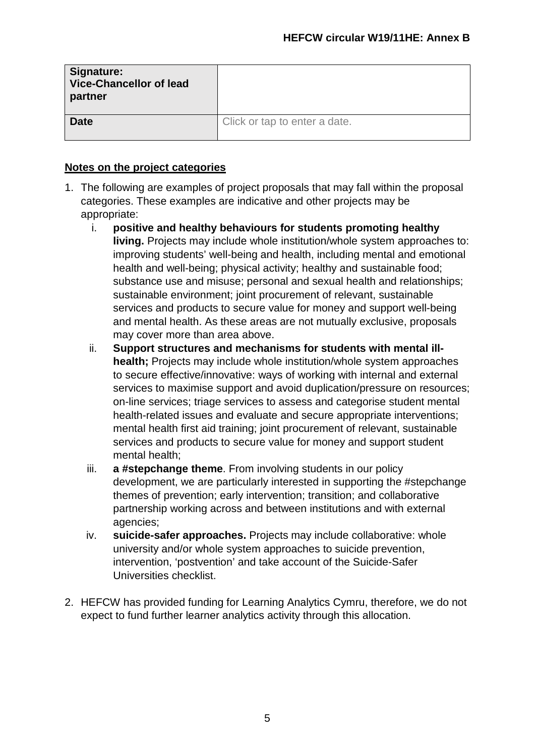| Signature: Vice-Chancellor of lead partner | |
| --- | --- |
| Date | Click or tap to enter a date. |

**Notes on the project categories**

1. The following are examples of project proposals that may fall within the proposal categories. These examples are indicative and other projects may be appropriate:
   i. **positive and healthy behaviours for students promoting healthy living.** Projects may include whole institution/whole system approaches to: improving students' well-being and health, including mental and emotional health and well-being; physical activity; healthy and sustainable food; substance use and misuse; personal and sexual health and relationships; sustainable environment; joint procurement of relevant, sustainable services and products to secure value for money and support well-being and mental health. As these areas are not mutually exclusive, proposals may cover more than area above.
   ii. **Support structures and mechanisms for students with mental ill-health;** Projects may include whole institution/whole system approaches to secure effective/innovative: ways of working with internal and external services to maximise support and avoid duplication/pressure on resources; on-line services; triage services to assess and categorise student mental health-related issues and evaluate and secure appropriate interventions; mental health first aid training; joint procurement of relevant, sustainable services and products to secure value for money and support student mental health;
   iii. **a #stepchange theme**. From involving students in our policy development, we are particularly interested in supporting the #stepchange themes of prevention; early intervention; transition; and collaborative partnership working across and between institutions and with external agencies;
   iv. **suicide-safer approaches.** Projects may include collaborative: whole university and/or whole system approaches to suicide prevention, intervention, 'postvention' and take account of the Suicide-Safer Universities checklist.

2. HEFCW has provided funding for Learning Analytics Cymru, therefore, we do not expect to fund further learner analytics activity through this allocation.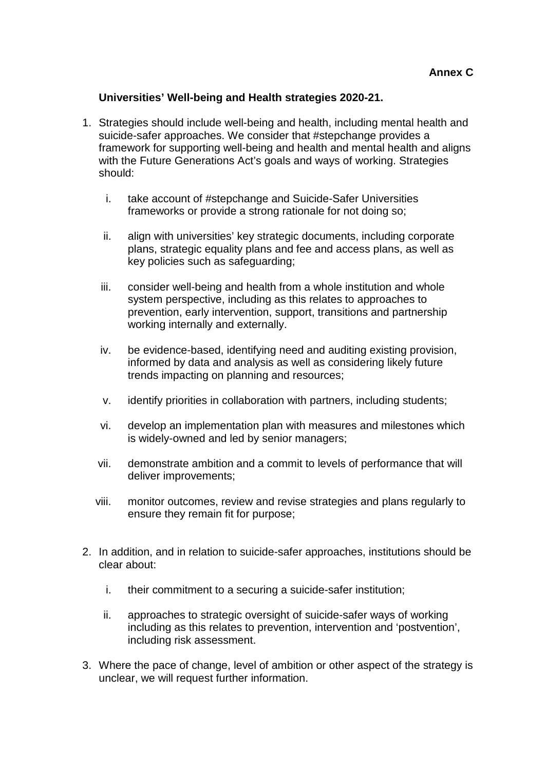**Annex C**

## Universities' Well-being and Health strategies 2020-21.

1. Strategies should include well-being and health, including mental health and suicide-safer approaches. We consider that #stepchange provides a framework for supporting well-being and health and mental health and aligns with the Future Generations Act's goals and ways of working. Strategies should:

   i. take account of #stepchange and Suicide-Safer Universities frameworks or provide a strong rationale for not doing so;

   ii. align with universities' key strategic documents, including corporate plans, strategic equality plans and fee and access plans, as well as key policies such as safeguarding;

   iii. consider well-being and health from a whole institution and whole system perspective, including as this relates to approaches to prevention, early intervention, support, transitions and partnership working internally and externally.

   iv. be evidence-based, identifying need and auditing existing provision, informed by data and analysis as well as considering likely future trends impacting on planning and resources;

   v. identify priorities in collaboration with partners, including students;

   vi. develop an implementation plan with measures and milestones which is widely-owned and led by senior managers;

   vii. demonstrate ambition and a commit to levels of performance that will deliver improvements;

   viii. monitor outcomes, review and revise strategies and plans regularly to ensure they remain fit for purpose;

2. In addition, and in relation to suicide-safer approaches, institutions should be clear about:

   i. their commitment to a securing a suicide-safer institution;

   ii. approaches to strategic oversight of suicide-safer ways of working including as this relates to prevention, intervention and 'postvention', including risk assessment.

3. Where the pace of change, level of ambition or other aspect of the strategy is unclear, we will request further information.